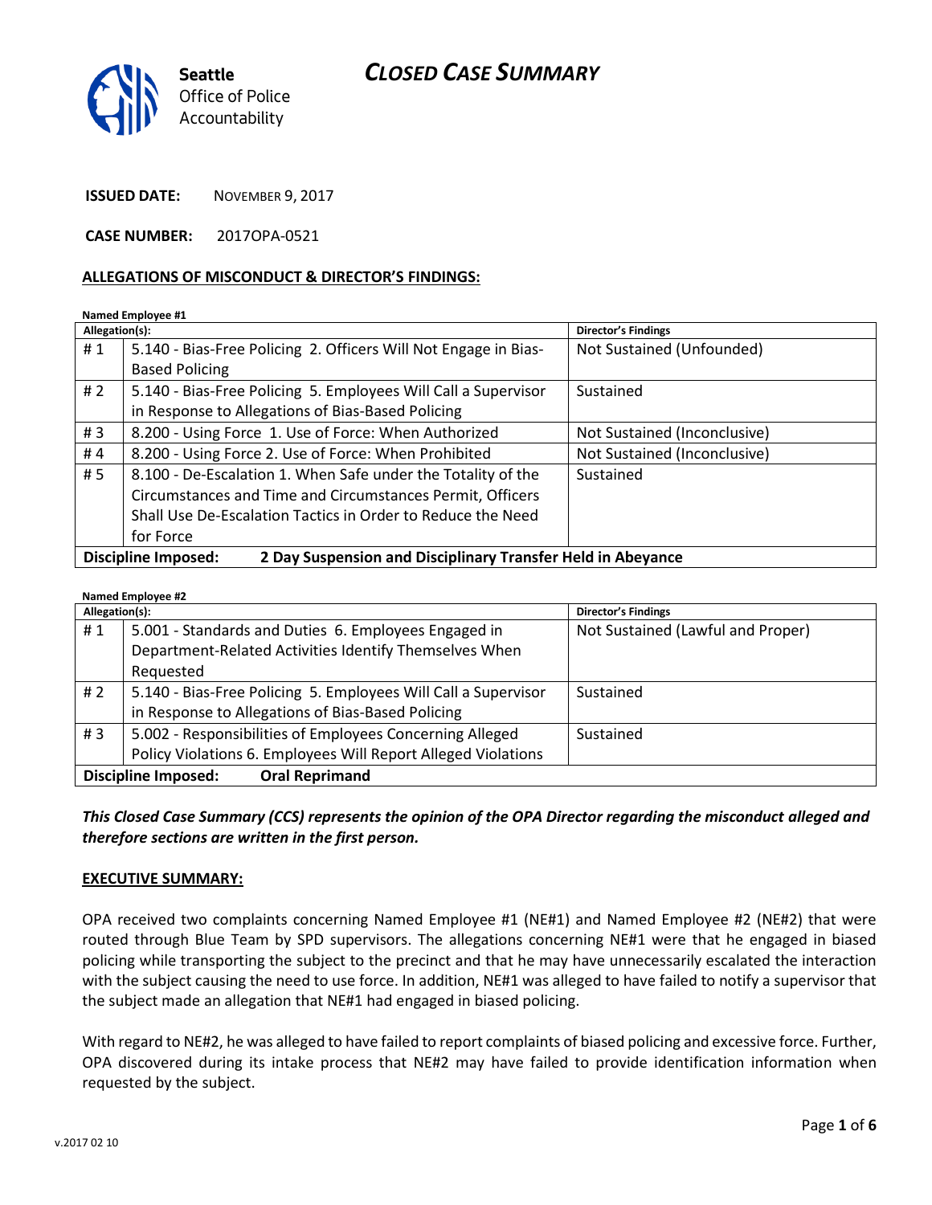# CLOSED CASE SUMMARY

Seattle Office of Police Accountability

**ISSUED DATE:** NOVEMBER 9, 2017

**CASE NUMBER:** 2017OPA-0521

## ALLEGATIONS OF MISCONDUCT & DIRECTOR'S FINDINGS:

**Named Employee #1**

| Allegation(s): | | Director's Findings |
|---|---|---|
| # 1 | 5.140 - Bias-Free Policing 2. Officers Will Not Engage in Bias-Based Policing | Not Sustained (Unfounded) |
| # 2 | 5.140 - Bias-Free Policing 5. Employees Will Call a Supervisor in Response to Allegations of Bias-Based Policing | Sustained |
| # 3 | 8.200 - Using Force 1. Use of Force: When Authorized | Not Sustained (Inconclusive) |
| # 4 | 8.200 - Using Force 2. Use of Force: When Prohibited | Not Sustained (Inconclusive) |
| # 5 | 8.100 - De-Escalation 1. When Safe under the Totality of the Circumstances and Time and Circumstances Permit, Officers Shall Use De-Escalation Tactics in Order to Reduce the Need for Force | Sustained |
| **Discipline Imposed:** | **2 Day Suspension and Disciplinary Transfer Held in Abeyance** | |

**Named Employee #2**

| Allegation(s): | | Director's Findings |
|---|---|---|
| # 1 | 5.001 - Standards and Duties 6. Employees Engaged in Department-Related Activities Identify Themselves When Requested | Not Sustained (Lawful and Proper) |
| # 2 | 5.140 - Bias-Free Policing 5. Employees Will Call a Supervisor in Response to Allegations of Bias-Based Policing | Sustained |
| # 3 | 5.002 - Responsibilities of Employees Concerning Alleged Policy Violations 6. Employees Will Report Alleged Violations | Sustained |
| **Discipline Imposed:** | **Oral Reprimand** | |

***This Closed Case Summary (CCS) represents the opinion of the OPA Director regarding the misconduct alleged and therefore sections are written in the first person.***

**EXECUTIVE SUMMARY:**

OPA received two complaints concerning Named Employee #1 (NE#1) and Named Employee #2 (NE#2) that were routed through Blue Team by SPD supervisors. The allegations concerning NE#1 were that he engaged in biased policing while transporting the subject to the precinct and that he may have unnecessarily escalated the interaction with the subject causing the need to use force. In addition, NE#1 was alleged to have failed to notify a supervisor that the subject made an allegation that NE#1 had engaged in biased policing.

With regard to NE#2, he was alleged to have failed to report complaints of biased policing and excessive force. Further, OPA discovered during its intake process that NE#2 may have failed to provide identification information when requested by the subject.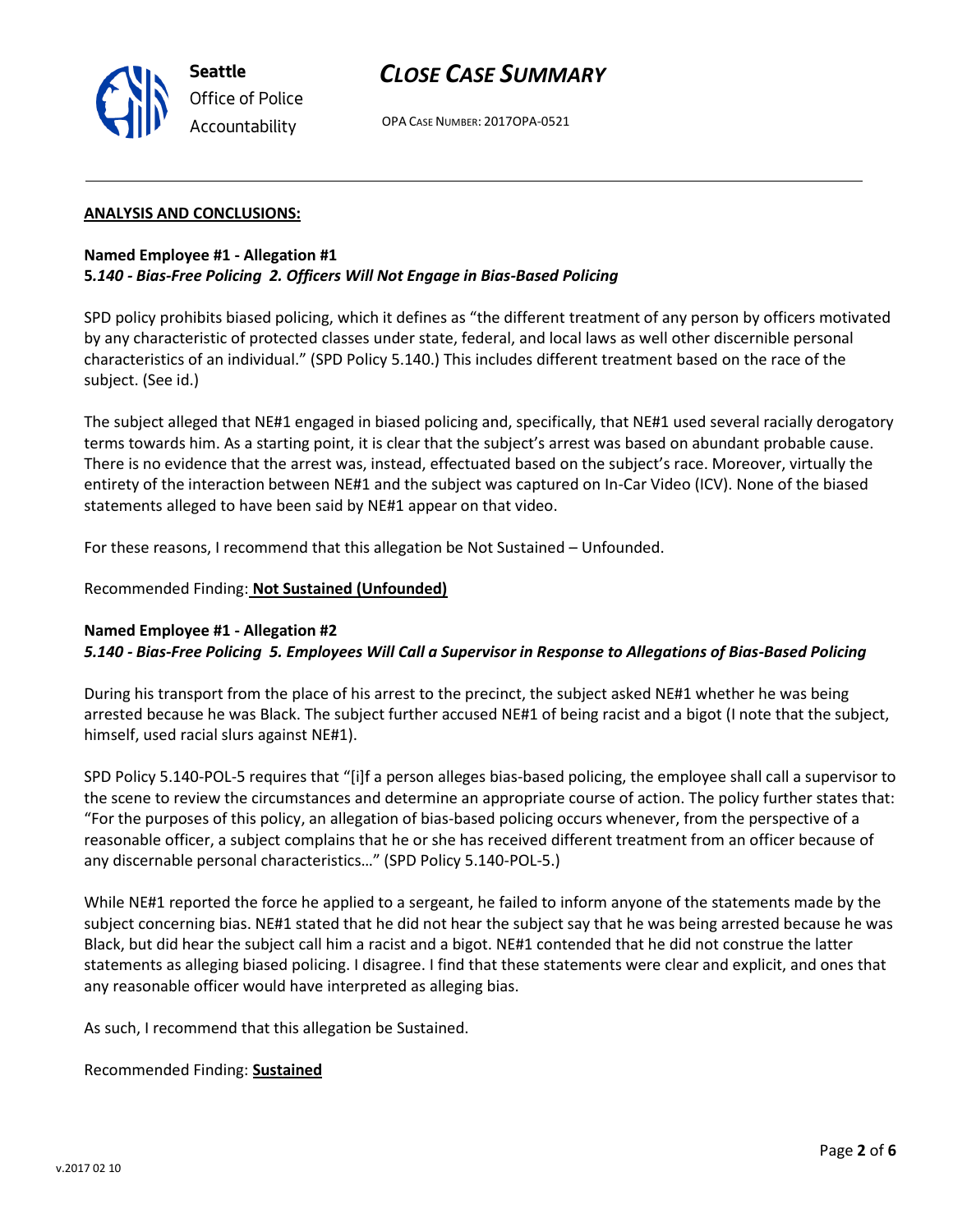**ANALYSIS AND CONCLUSIONS:**

**Named Employee #1 - Allegation #1**
**5.*140 - Bias-Free Policing 2. Officers Will Not Engage in Bias-Based Policing***

SPD policy prohibits biased policing, which it defines as "the different treatment of any person by officers motivated by any characteristic of protected classes under state, federal, and local laws as well other discernible personal characteristics of an individual." (SPD Policy 5.140.) This includes different treatment based on the race of the subject. (See id.)

The subject alleged that NE#1 engaged in biased policing and, specifically, that NE#1 used several racially derogatory terms towards him. As a starting point, it is clear that the subject's arrest was based on abundant probable cause. There is no evidence that the arrest was, instead, effectuated based on the subject's race. Moreover, virtually the entirety of the interaction between NE#1 and the subject was captured on In-Car Video (ICV). None of the biased statements alleged to have been said by NE#1 appear on that video.

For these reasons, I recommend that this allegation be Not Sustained – Unfounded.

Recommended Finding: **Not Sustained (Unfounded)**

**Named Employee #1 - Allegation #2**
***5.140 - Bias-Free Policing 5. Employees Will Call a Supervisor in Response to Allegations of Bias-Based Policing***

During his transport from the place of his arrest to the precinct, the subject asked NE#1 whether he was being arrested because he was Black. The subject further accused NE#1 of being racist and a bigot (I note that the subject, himself, used racial slurs against NE#1).

SPD Policy 5.140-POL-5 requires that "[i]f a person alleges bias-based policing, the employee shall call a supervisor to the scene to review the circumstances and determine an appropriate course of action. The policy further states that: "For the purposes of this policy, an allegation of bias-based policing occurs whenever, from the perspective of a reasonable officer, a subject complains that he or she has received different treatment from an officer because of any discernable personal characteristics…" (SPD Policy 5.140-POL-5.)

While NE#1 reported the force he applied to a sergeant, he failed to inform anyone of the statements made by the subject concerning bias. NE#1 stated that he did not hear the subject say that he was being arrested because he was Black, but did hear the subject call him a racist and a bigot. NE#1 contended that he did not construe the latter statements as alleging biased policing. I disagree. I find that these statements were clear and explicit, and ones that any reasonable officer would have interpreted as alleging bias.

As such, I recommend that this allegation be Sustained.

Recommended Finding: **Sustained**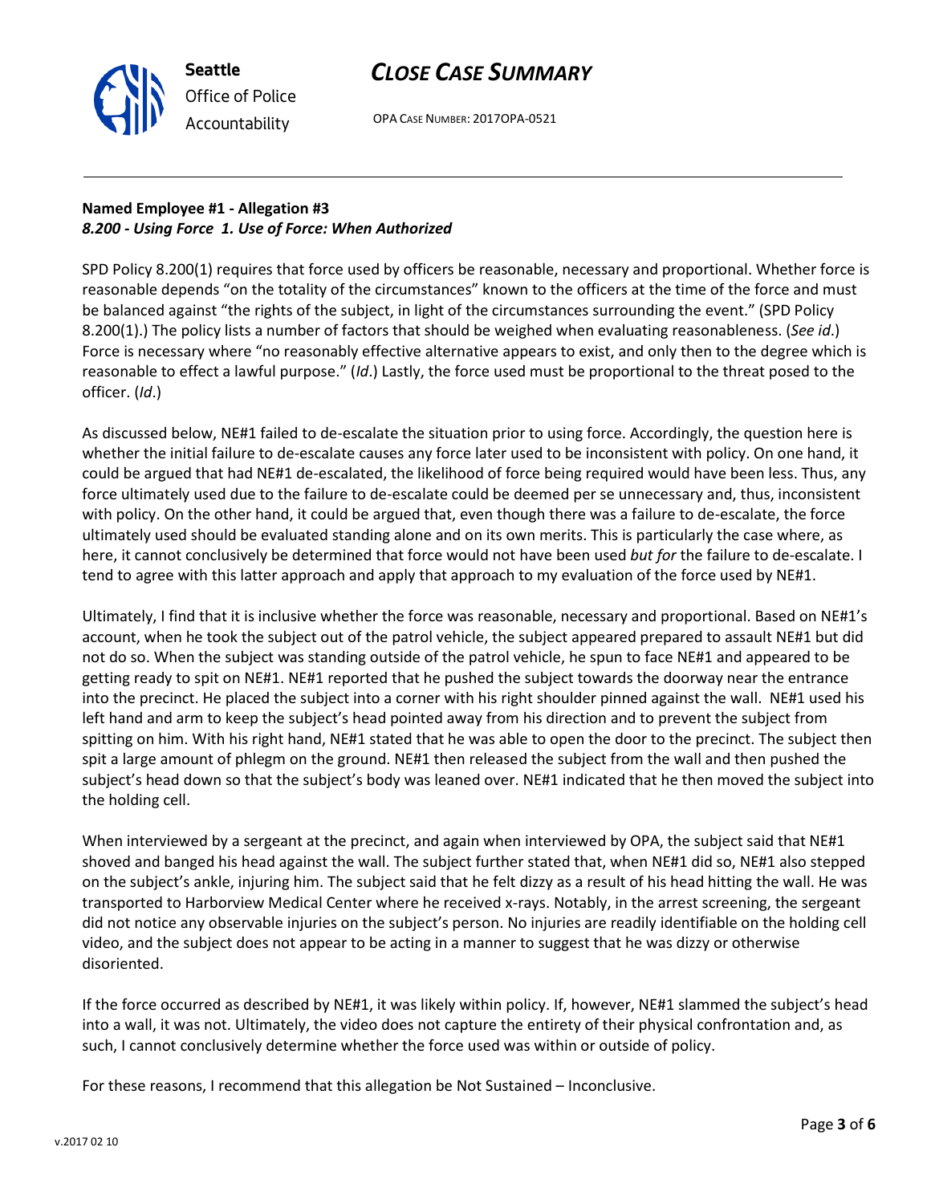**Named Employee #1 - Allegation #3**
***8.200 - Using Force 1. Use of Force: When Authorized***

SPD Policy 8.200(1) requires that force used by officers be reasonable, necessary and proportional. Whether force is reasonable depends "on the totality of the circumstances" known to the officers at the time of the force and must be balanced against "the rights of the subject, in light of the circumstances surrounding the event." (SPD Policy 8.200(1).) The policy lists a number of factors that should be weighed when evaluating reasonableness. (*See id*.) Force is necessary where "no reasonably effective alternative appears to exist, and only then to the degree which is reasonable to effect a lawful purpose." (*Id*.) Lastly, the force used must be proportional to the threat posed to the officer. (*Id*.)

As discussed below, NE#1 failed to de-escalate the situation prior to using force. Accordingly, the question here is whether the initial failure to de-escalate causes any force later used to be inconsistent with policy. On one hand, it could be argued that had NE#1 de-escalated, the likelihood of force being required would have been less. Thus, any force ultimately used due to the failure to de-escalate could be deemed per se unnecessary and, thus, inconsistent with policy. On the other hand, it could be argued that, even though there was a failure to de-escalate, the force ultimately used should be evaluated standing alone and on its own merits. This is particularly the case where, as here, it cannot conclusively be determined that force would not have been used *but for* the failure to de-escalate. I tend to agree with this latter approach and apply that approach to my evaluation of the force used by NE#1.

Ultimately, I find that it is inclusive whether the force was reasonable, necessary and proportional. Based on NE#1's account, when he took the subject out of the patrol vehicle, the subject appeared prepared to assault NE#1 but did not do so. When the subject was standing outside of the patrol vehicle, he spun to face NE#1 and appeared to be getting ready to spit on NE#1. NE#1 reported that he pushed the subject towards the doorway near the entrance into the precinct. He placed the subject into a corner with his right shoulder pinned against the wall. NE#1 used his left hand and arm to keep the subject's head pointed away from his direction and to prevent the subject from spitting on him. With his right hand, NE#1 stated that he was able to open the door to the precinct. The subject then spit a large amount of phlegm on the ground. NE#1 then released the subject from the wall and then pushed the subject's head down so that the subject's body was leaned over. NE#1 indicated that he then moved the subject into the holding cell.

When interviewed by a sergeant at the precinct, and again when interviewed by OPA, the subject said that NE#1 shoved and banged his head against the wall. The subject further stated that, when NE#1 did so, NE#1 also stepped on the subject's ankle, injuring him. The subject said that he felt dizzy as a result of his head hitting the wall. He was transported to Harborview Medical Center where he received x-rays. Notably, in the arrest screening, the sergeant did not notice any observable injuries on the subject's person. No injuries are readily identifiable on the holding cell video, and the subject does not appear to be acting in a manner to suggest that he was dizzy or otherwise disoriented.

If the force occurred as described by NE#1, it was likely within policy. If, however, NE#1 slammed the subject's head into a wall, it was not. Ultimately, the video does not capture the entirety of their physical confrontation and, as such, I cannot conclusively determine whether the force used was within or outside of policy.

For these reasons, I recommend that this allegation be Not Sustained – Inconclusive.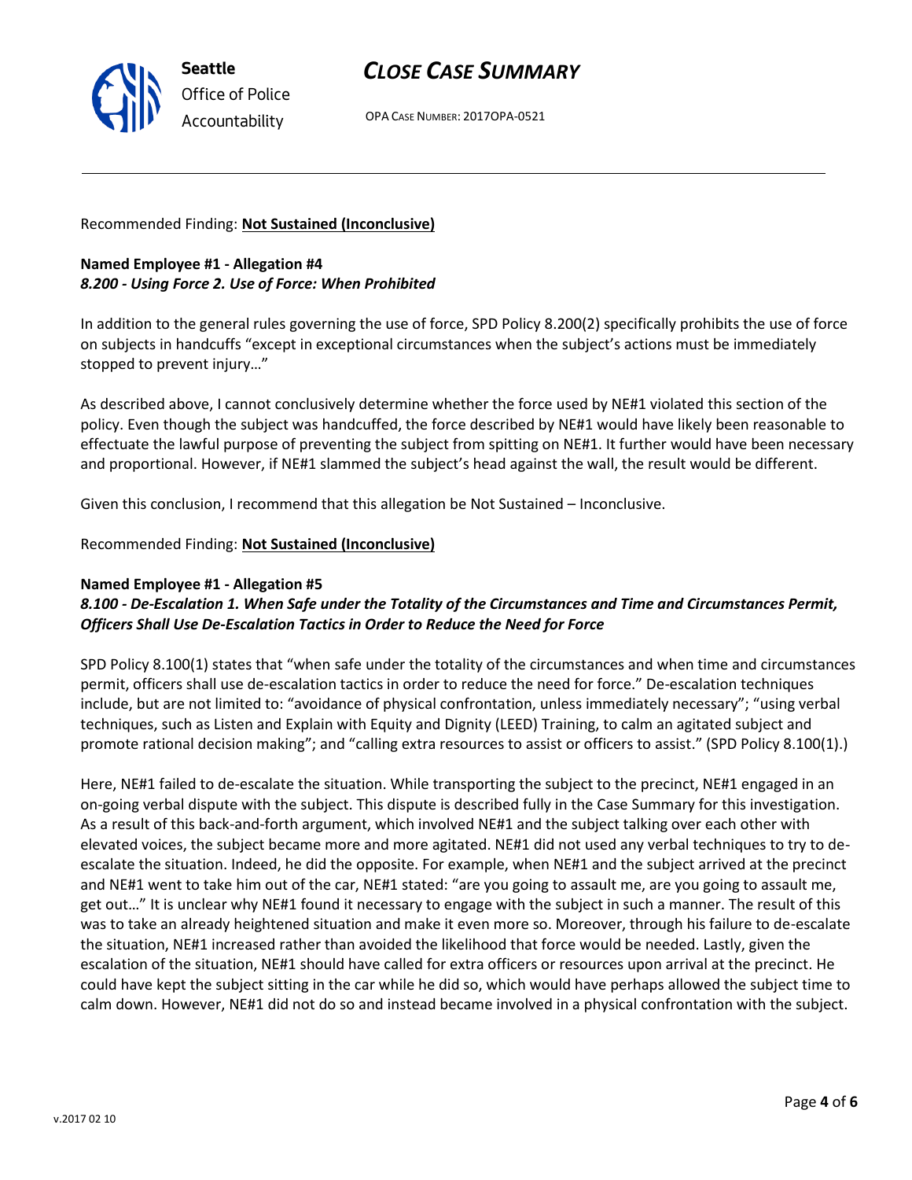Recommended Finding: **Not Sustained (Inconclusive)**

**Named Employee #1 - Allegation #4**
***8.200 - Using Force 2. Use of Force: When Prohibited***

In addition to the general rules governing the use of force, SPD Policy 8.200(2) specifically prohibits the use of force on subjects in handcuffs "except in exceptional circumstances when the subject's actions must be immediately stopped to prevent injury…"

As described above, I cannot conclusively determine whether the force used by NE#1 violated this section of the policy. Even though the subject was handcuffed, the force described by NE#1 would have likely been reasonable to effectuate the lawful purpose of preventing the subject from spitting on NE#1. It further would have been necessary and proportional. However, if NE#1 slammed the subject's head against the wall, the result would be different.

Given this conclusion, I recommend that this allegation be Not Sustained – Inconclusive.

Recommended Finding: **Not Sustained (Inconclusive)**

**Named Employee #1 - Allegation #5**
***8.100 - De-Escalation 1. When Safe under the Totality of the Circumstances and Time and Circumstances Permit, Officers Shall Use De-Escalation Tactics in Order to Reduce the Need for Force***

SPD Policy 8.100(1) states that "when safe under the totality of the circumstances and when time and circumstances permit, officers shall use de-escalation tactics in order to reduce the need for force." De-escalation techniques include, but are not limited to: "avoidance of physical confrontation, unless immediately necessary"; "using verbal techniques, such as Listen and Explain with Equity and Dignity (LEED) Training, to calm an agitated subject and promote rational decision making"; and "calling extra resources to assist or officers to assist." (SPD Policy 8.100(1).)

Here, NE#1 failed to de-escalate the situation. While transporting the subject to the precinct, NE#1 engaged in an on-going verbal dispute with the subject. This dispute is described fully in the Case Summary for this investigation. As a result of this back-and-forth argument, which involved NE#1 and the subject talking over each other with elevated voices, the subject became more and more agitated. NE#1 did not used any verbal techniques to try to de-escalate the situation. Indeed, he did the opposite. For example, when NE#1 and the subject arrived at the precinct and NE#1 went to take him out of the car, NE#1 stated: "are you going to assault me, are you going to assault me, get out…" It is unclear why NE#1 found it necessary to engage with the subject in such a manner. The result of this was to take an already heightened situation and make it even more so. Moreover, through his failure to de-escalate the situation, NE#1 increased rather than avoided the likelihood that force would be needed. Lastly, given the escalation of the situation, NE#1 should have called for extra officers or resources upon arrival at the precinct. He could have kept the subject sitting in the car while he did so, which would have perhaps allowed the subject time to calm down. However, NE#1 did not do so and instead became involved in a physical confrontation with the subject.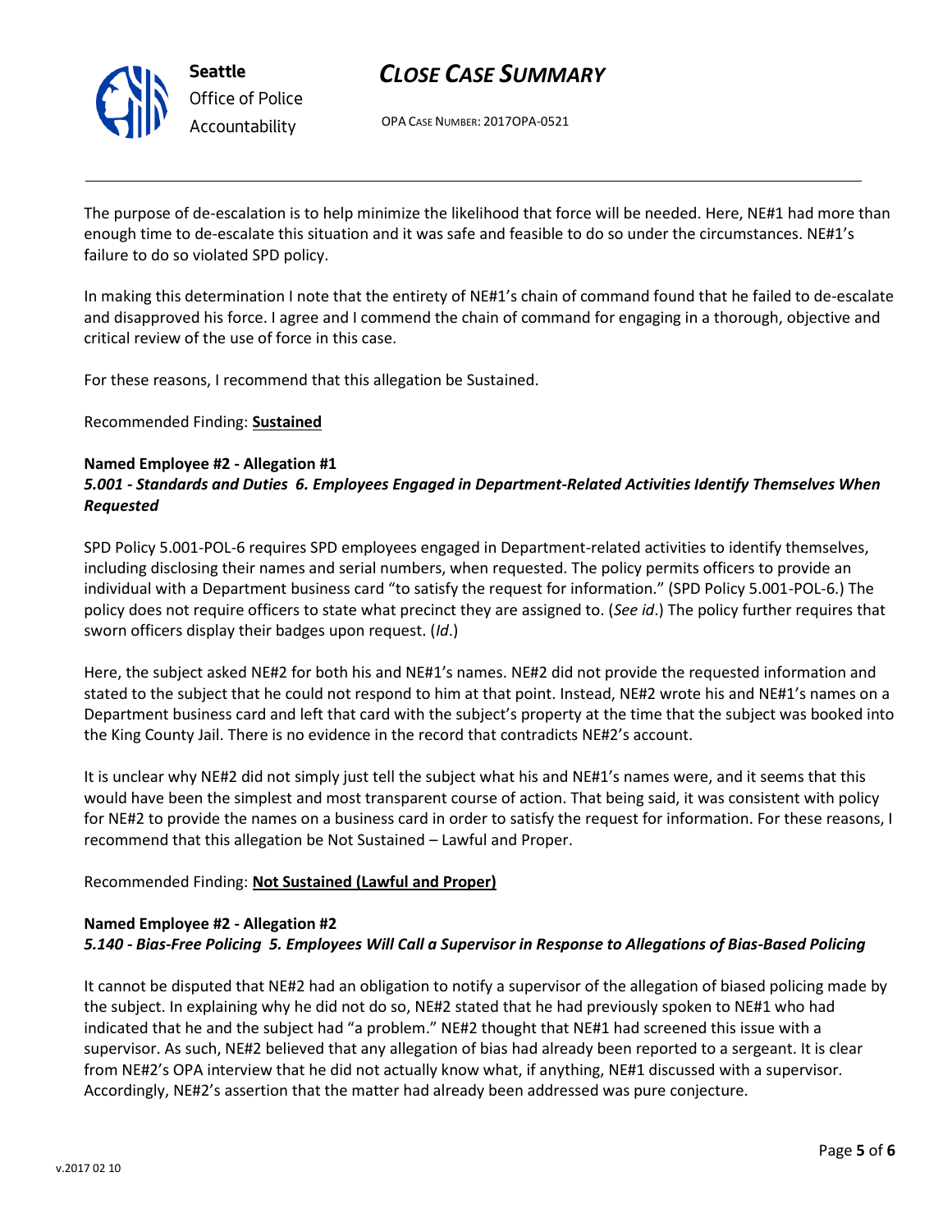The purpose of de-escalation is to help minimize the likelihood that force will be needed. Here, NE#1 had more than enough time to de-escalate this situation and it was safe and feasible to do so under the circumstances. NE#1's failure to do so violated SPD policy.

In making this determination I note that the entirety of NE#1's chain of command found that he failed to de-escalate and disapproved his force. I agree and I commend the chain of command for engaging in a thorough, objective and critical review of the use of force in this case.

For these reasons, I recommend that this allegation be Sustained.

Recommended Finding: **Sustained**

**Named Employee #2 - Allegation #1**
***5.001 - Standards and Duties 6. Employees Engaged in Department-Related Activities Identify Themselves When Requested***

SPD Policy 5.001-POL-6 requires SPD employees engaged in Department-related activities to identify themselves, including disclosing their names and serial numbers, when requested. The policy permits officers to provide an individual with a Department business card "to satisfy the request for information." (SPD Policy 5.001-POL-6.) The policy does not require officers to state what precinct they are assigned to. (*See id*.) The policy further requires that sworn officers display their badges upon request. (*Id*.)

Here, the subject asked NE#2 for both his and NE#1's names. NE#2 did not provide the requested information and stated to the subject that he could not respond to him at that point. Instead, NE#2 wrote his and NE#1's names on a Department business card and left that card with the subject's property at the time that the subject was booked into the King County Jail. There is no evidence in the record that contradicts NE#2's account.

It is unclear why NE#2 did not simply just tell the subject what his and NE#1's names were, and it seems that this would have been the simplest and most transparent course of action. That being said, it was consistent with policy for NE#2 to provide the names on a business card in order to satisfy the request for information. For these reasons, I recommend that this allegation be Not Sustained – Lawful and Proper.

Recommended Finding: **Not Sustained (Lawful and Proper)**

**Named Employee #2 - Allegation #2**
***5.140 - Bias-Free Policing 5. Employees Will Call a Supervisor in Response to Allegations of Bias-Based Policing***

It cannot be disputed that NE#2 had an obligation to notify a supervisor of the allegation of biased policing made by the subject. In explaining why he did not do so, NE#2 stated that he had previously spoken to NE#1 who had indicated that he and the subject had "a problem." NE#2 thought that NE#1 had screened this issue with a supervisor. As such, NE#2 believed that any allegation of bias had already been reported to a sergeant. It is clear from NE#2's OPA interview that he did not actually know what, if anything, NE#1 discussed with a supervisor. Accordingly, NE#2's assertion that the matter had already been addressed was pure conjecture.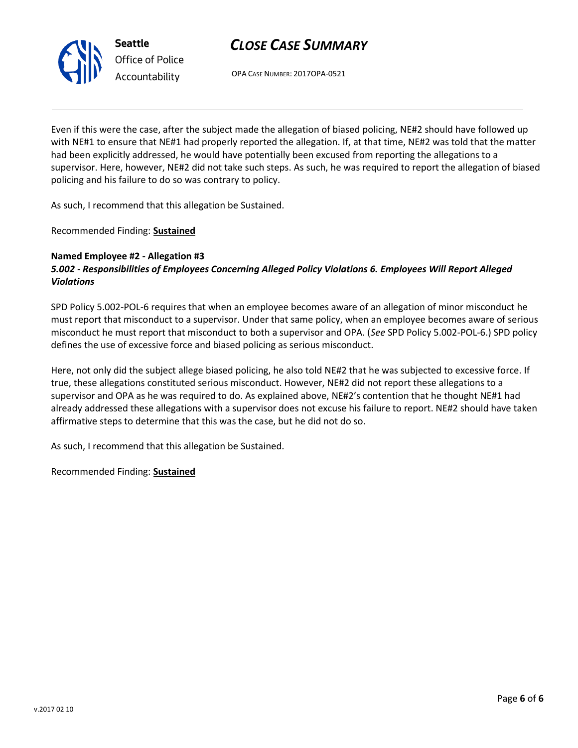Even if this were the case, after the subject made the allegation of biased policing, NE#2 should have followed up with NE#1 to ensure that NE#1 had properly reported the allegation. If, at that time, NE#2 was told that the matter had been explicitly addressed, he would have potentially been excused from reporting the allegations to a supervisor. Here, however, NE#2 did not take such steps. As such, he was required to report the allegation of biased policing and his failure to do so was contrary to policy.

As such, I recommend that this allegation be Sustained.

Recommended Finding: **Sustained**

**Named Employee #2 - Allegation #3**
***5.002 - Responsibilities of Employees Concerning Alleged Policy Violations 6. Employees Will Report Alleged Violations***

SPD Policy 5.002-POL-6 requires that when an employee becomes aware of an allegation of minor misconduct he must report that misconduct to a supervisor. Under that same policy, when an employee becomes aware of serious misconduct he must report that misconduct to both a supervisor and OPA. (*See* SPD Policy 5.002-POL-6.) SPD policy defines the use of excessive force and biased policing as serious misconduct.

Here, not only did the subject allege biased policing, he also told NE#2 that he was subjected to excessive force. If true, these allegations constituted serious misconduct. However, NE#2 did not report these allegations to a supervisor and OPA as he was required to do. As explained above, NE#2's contention that he thought NE#1 had already addressed these allegations with a supervisor does not excuse his failure to report. NE#2 should have taken affirmative steps to determine that this was the case, but he did not do so.

As such, I recommend that this allegation be Sustained.

Recommended Finding: **Sustained**